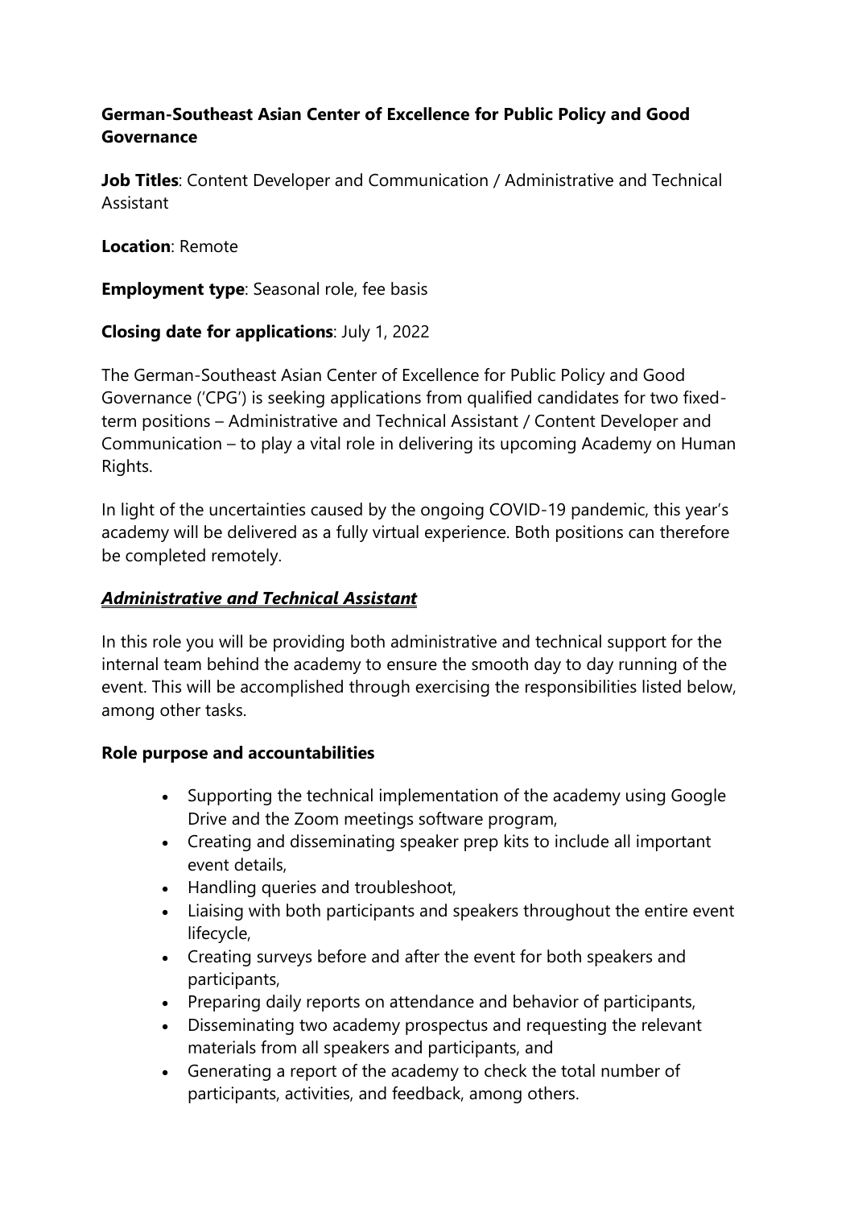**German-Southeast Asian Center of Excellence for Public Policy and Good Governance**

**Job Titles**: Content Developer and Communication / Administrative and Technical Assistant

**Location**: Remote

**Employment type**: Seasonal role, fee basis

**Closing date for applications**: July 1, 2022

The German-Southeast Asian Center of Excellence for Public Policy and Good Governance ('CPG') is seeking applications from qualified candidates for two fixed-term positions – Administrative and Technical Assistant / Content Developer and Communication – to play a vital role in delivering its upcoming Academy on Human Rights.

In light of the uncertainties caused by the ongoing COVID-19 pandemic, this year's academy will be delivered as a fully virtual experience. Both positions can therefore be completed remotely.

***Administrative and Technical Assistant***

In this role you will be providing both administrative and technical support for the internal team behind the academy to ensure the smooth day to day running of the event. This will be accomplished through exercising the responsibilities listed below, among other tasks.

**Role purpose and accountabilities**

- Supporting the technical implementation of the academy using Google Drive and the Zoom meetings software program,
- Creating and disseminating speaker prep kits to include all important event details,
- Handling queries and troubleshoot,
- Liaising with both participants and speakers throughout the entire event lifecycle,
- Creating surveys before and after the event for both speakers and participants,
- Preparing daily reports on attendance and behavior of participants,
- Disseminating two academy prospectus and requesting the relevant materials from all speakers and participants, and
- Generating a report of the academy to check the total number of participants, activities, and feedback, among others.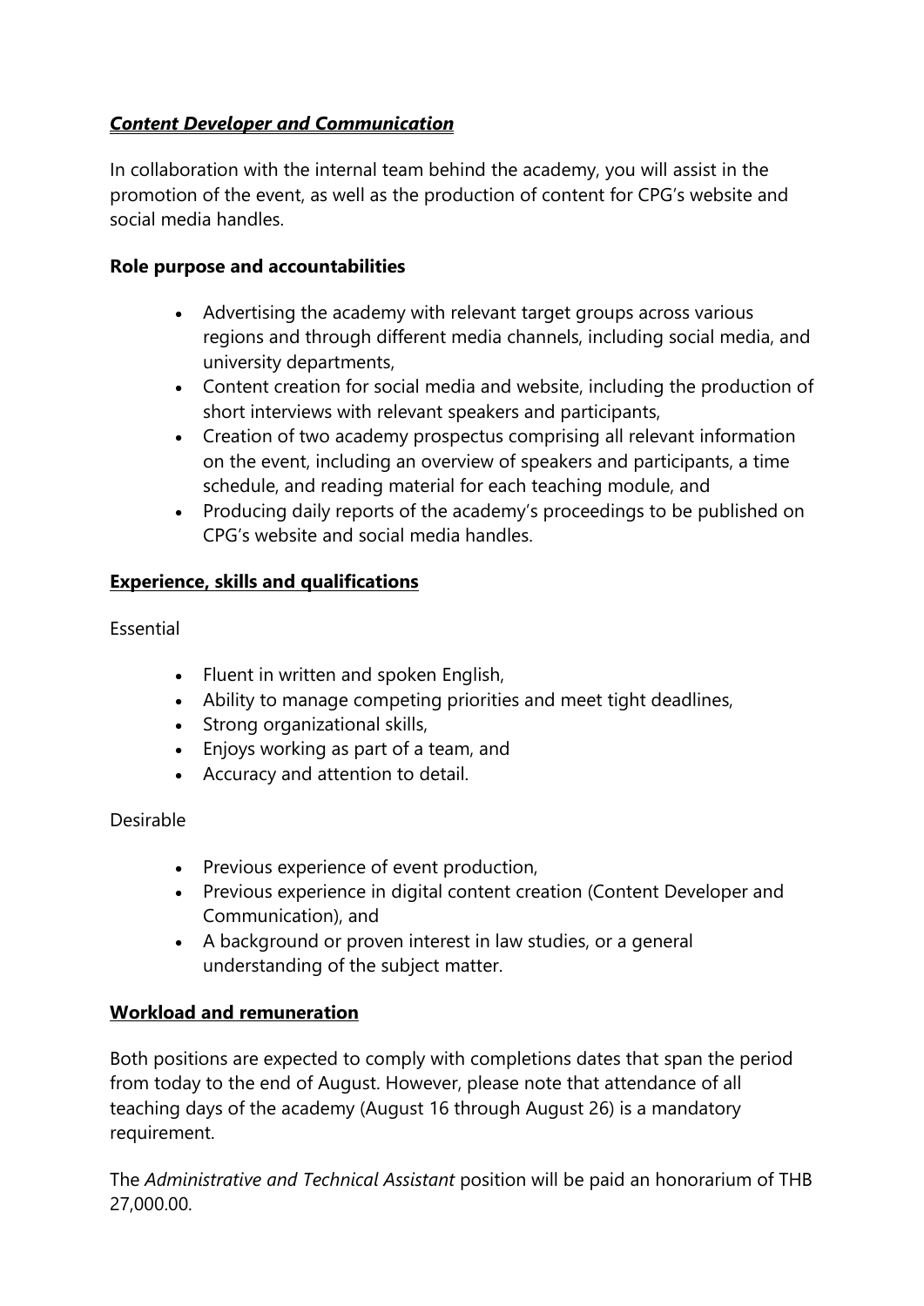***Content Developer and Communication***

In collaboration with the internal team behind the academy, you will assist in the promotion of the event, as well as the production of content for CPG's website and social media handles.

**Role purpose and accountabilities**

- Advertising the academy with relevant target groups across various regions and through different media channels, including social media, and university departments,
- Content creation for social media and website, including the production of short interviews with relevant speakers and participants,
- Creation of two academy prospectus comprising all relevant information on the event, including an overview of speakers and participants, a time schedule, and reading material for each teaching module, and
- Producing daily reports of the academy's proceedings to be published on CPG's website and social media handles.

**Experience, skills and qualifications**

Essential

- Fluent in written and spoken English,
- Ability to manage competing priorities and meet tight deadlines,
- Strong organizational skills,
- Enjoys working as part of a team, and
- Accuracy and attention to detail.

Desirable

- Previous experience of event production,
- Previous experience in digital content creation (Content Developer and Communication), and
- A background or proven interest in law studies, or a general understanding of the subject matter.

**Workload and remuneration**

Both positions are expected to comply with completions dates that span the period from today to the end of August. However, please note that attendance of all teaching days of the academy (August 16 through August 26) is a mandatory requirement.

The *Administrative and Technical Assistant* position will be paid an honorarium of THB 27,000.00.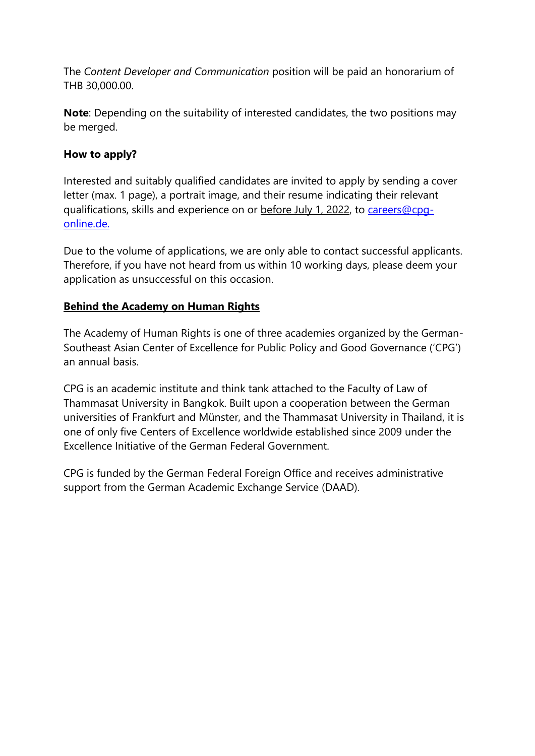The *Content Developer and Communication* position will be paid an honorarium of THB 30,000.00.

**Note**: Depending on the suitability of interested candidates, the two positions may be merged.

## How to apply?

Interested and suitably qualified candidates are invited to apply by sending a cover letter (max. 1 page), a portrait image, and their resume indicating their relevant qualifications, skills and experience on or before July 1, 2022, to careers@cpg-online.de.

Due to the volume of applications, we are only able to contact successful applicants. Therefore, if you have not heard from us within 10 working days, please deem your application as unsuccessful on this occasion.

## Behind the Academy on Human Rights

The Academy of Human Rights is one of three academies organized by the German-Southeast Asian Center of Excellence for Public Policy and Good Governance ('CPG') an annual basis.

CPG is an academic institute and think tank attached to the Faculty of Law of Thammasat University in Bangkok. Built upon a cooperation between the German universities of Frankfurt and Münster, and the Thammasat University in Thailand, it is one of only five Centers of Excellence worldwide established since 2009 under the Excellence Initiative of the German Federal Government.

CPG is funded by the German Federal Foreign Office and receives administrative support from the German Academic Exchange Service (DAAD).